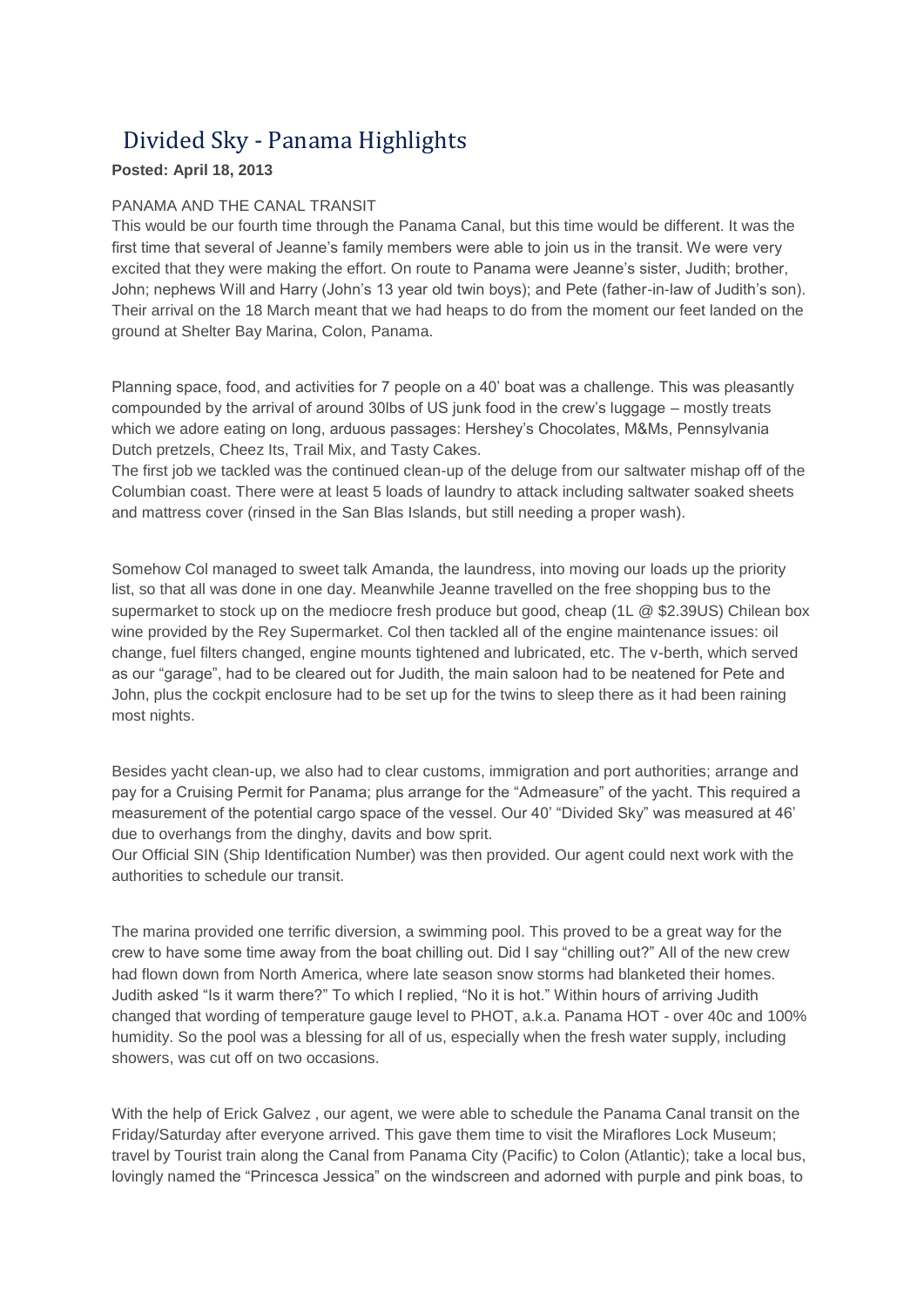# Divided Sky - Panama Highlights

**Posted: April 18, 2013**

PANAMA AND THE CANAL TRANSIT

This would be our fourth time through the Panama Canal, but this time would be different. It was the first time that several of Jeanne's family members were able to join us in the transit. We were very excited that they were making the effort. On route to Panama were Jeanne's sister, Judith; brother, John; nephews Will and Harry (John's 13 year old twin boys); and Pete (father-in-law of Judith's son). Their arrival on the 18 March meant that we had heaps to do from the moment our feet landed on the ground at Shelter Bay Marina, Colon, Panama.

Planning space, food, and activities for 7 people on a 40' boat was a challenge. This was pleasantly compounded by the arrival of around 30lbs of US junk food in the crew's luggage – mostly treats which we adore eating on long, arduous passages: Hershey's Chocolates, M&Ms, Pennsylvania Dutch pretzels, Cheez Its, Trail Mix, and Tasty Cakes.

The first job we tackled was the continued clean-up of the deluge from our saltwater mishap off of the Columbian coast. There were at least 5 loads of laundry to attack including saltwater soaked sheets and mattress cover (rinsed in the San Blas Islands, but still needing a proper wash).

Somehow Col managed to sweet talk Amanda, the laundress, into moving our loads up the priority list, so that all was done in one day. Meanwhile Jeanne travelled on the free shopping bus to the supermarket to stock up on the mediocre fresh produce but good, cheap (1L @ $2.39US) Chilean box wine provided by the Rey Supermarket. Col then tackled all of the engine maintenance issues: oil change, fuel filters changed, engine mounts tightened and lubricated, etc. The v-berth, which served as our "garage", had to be cleared out for Judith, the main saloon had to be neatened for Pete and John, plus the cockpit enclosure had to be set up for the twins to sleep there as it had been raining most nights.

Besides yacht clean-up, we also had to clear customs, immigration and port authorities; arrange and pay for a Cruising Permit for Panama; plus arrange for the "Admeasure" of the yacht. This required a measurement of the potential cargo space of the vessel. Our 40' "Divided Sky" was measured at 46' due to overhangs from the dinghy, davits and bow sprit.

Our Official SIN (Ship Identification Number) was then provided. Our agent could next work with the authorities to schedule our transit.

The marina provided one terrific diversion, a swimming pool. This proved to be a great way for the crew to have some time away from the boat chilling out. Did I say "chilling out?" All of the new crew had flown down from North America, where late season snow storms had blanketed their homes. Judith asked "Is it warm there?" To which I replied, "No it is hot." Within hours of arriving Judith changed that wording of temperature gauge level to PHOT, a.k.a. Panama HOT - over 40c and 100% humidity. So the pool was a blessing for all of us, especially when the fresh water supply, including showers, was cut off on two occasions.

With the help of Erick Galvez , our agent, we were able to schedule the Panama Canal transit on the Friday/Saturday after everyone arrived. This gave them time to visit the Miraflores Lock Museum; travel by Tourist train along the Canal from Panama City (Pacific) to Colon (Atlantic); take a local bus, lovingly named the "Princesca Jessica" on the windscreen and adorned with purple and pink boas, to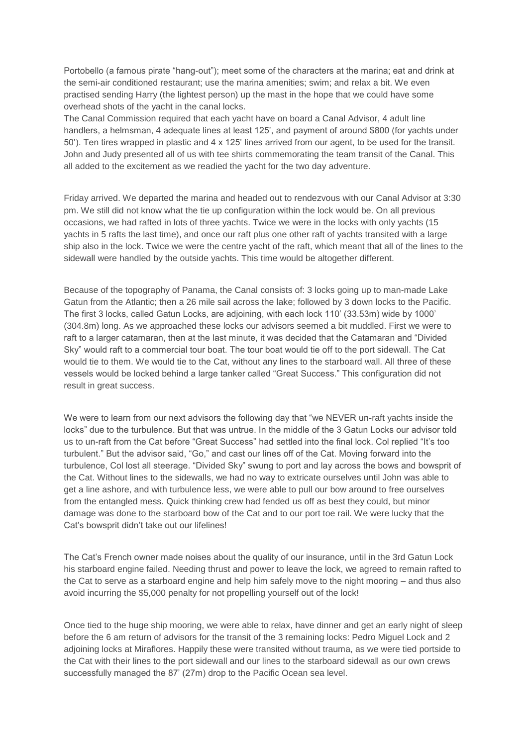Portobello (a famous pirate "hang-out"); meet some of the characters at the marina; eat and drink at the semi-air conditioned restaurant; use the marina amenities; swim; and relax a bit. We even practised sending Harry (the lightest person) up the mast in the hope that we could have some overhead shots of the yacht in the canal locks.
The Canal Commission required that each yacht have on board a Canal Advisor, 4 adult line handlers, a helmsman, 4 adequate lines at least 125', and payment of around $800 (for yachts under 50'). Ten tires wrapped in plastic and 4 x 125' lines arrived from our agent, to be used for the transit. John and Judy presented all of us with tee shirts commemorating the team transit of the Canal. This all added to the excitement as we readied the yacht for the two day adventure.

Friday arrived. We departed the marina and headed out to rendezvous with our Canal Advisor at 3:30 pm. We still did not know what the tie up configuration within the lock would be. On all previous occasions, we had rafted in lots of three yachts. Twice we were in the locks with only yachts (15 yachts in 5 rafts the last time), and once our raft plus one other raft of yachts transited with a large ship also in the lock. Twice we were the centre yacht of the raft, which meant that all of the lines to the sidewall were handled by the outside yachts. This time would be altogether different.

Because of the topography of Panama, the Canal consists of: 3 locks going up to man-made Lake Gatun from the Atlantic; then a 26 mile sail across the lake; followed by 3 down locks to the Pacific. The first 3 locks, called Gatun Locks, are adjoining, with each lock 110' (33.53m) wide by 1000' (304.8m) long. As we approached these locks our advisors seemed a bit muddled. First we were to raft to a larger catamaran, then at the last minute, it was decided that the Catamaran and "Divided Sky" would raft to a commercial tour boat. The tour boat would tie off to the port sidewall. The Cat would tie to them. We would tie to the Cat, without any lines to the starboard wall. All three of these vessels would be locked behind a large tanker called "Great Success." This configuration did not result in great success.

We were to learn from our next advisors the following day that "we NEVER un-raft yachts inside the locks" due to the turbulence. But that was untrue. In the middle of the 3 Gatun Locks our advisor told us to un-raft from the Cat before "Great Success" had settled into the final lock. Col replied "It's too turbulent." But the advisor said, "Go," and cast our lines off of the Cat. Moving forward into the turbulence, Col lost all steerage. "Divided Sky" swung to port and lay across the bows and bowsprit of the Cat. Without lines to the sidewalls, we had no way to extricate ourselves until John was able to get a line ashore, and with turbulence less, we were able to pull our bow around to free ourselves from the entangled mess. Quick thinking crew had fended us off as best they could, but minor damage was done to the starboard bow of the Cat and to our port toe rail. We were lucky that the Cat's bowsprit didn't take out our lifelines!

The Cat's French owner made noises about the quality of our insurance, until in the 3rd Gatun Lock his starboard engine failed. Needing thrust and power to leave the lock, we agreed to remain rafted to the Cat to serve as a starboard engine and help him safely move to the night mooring – and thus also avoid incurring the $5,000 penalty for not propelling yourself out of the lock!

Once tied to the huge ship mooring, we were able to relax, have dinner and get an early night of sleep before the 6 am return of advisors for the transit of the 3 remaining locks: Pedro Miguel Lock and 2 adjoining locks at Miraflores. Happily these were transited without trauma, as we were tied portside to the Cat with their lines to the port sidewall and our lines to the starboard sidewall as our own crews successfully managed the 87' (27m) drop to the Pacific Ocean sea level.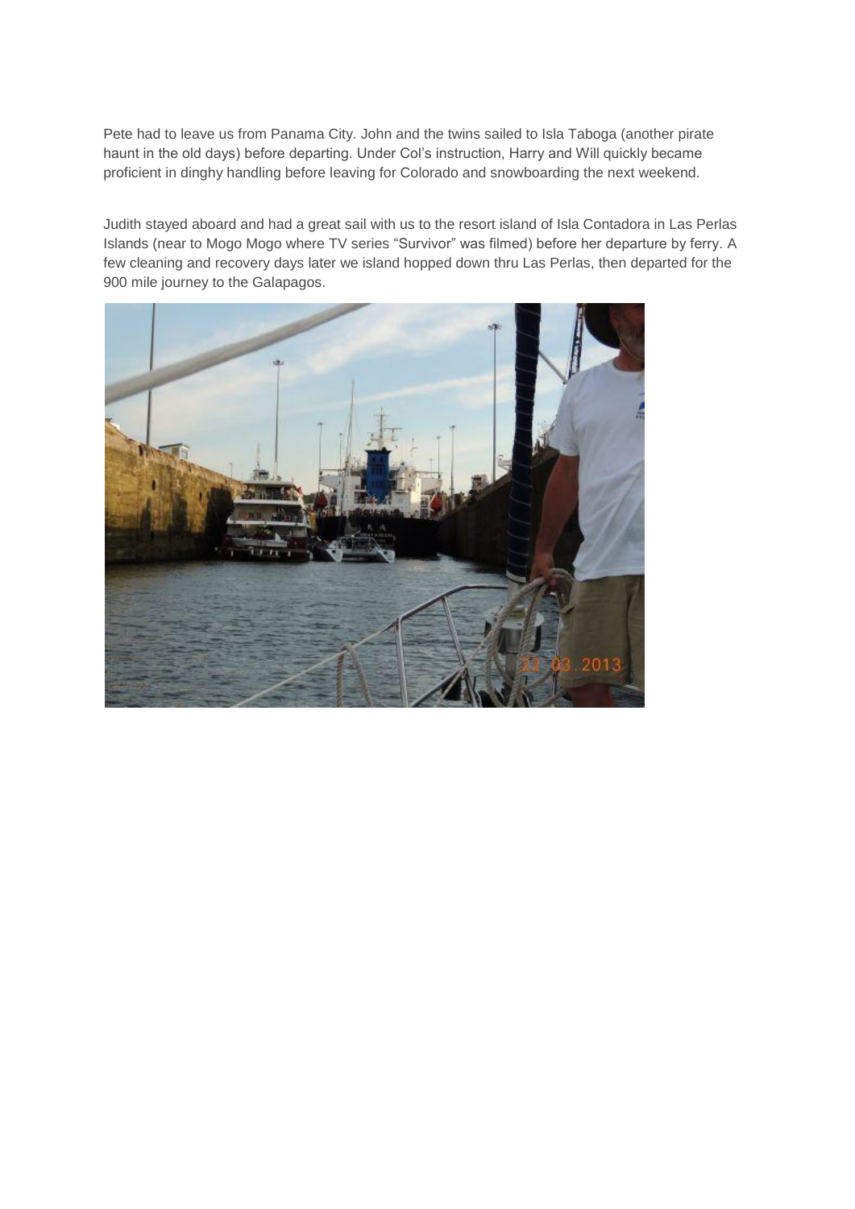Pete had to leave us from Panama City. John and the twins sailed to Isla Taboga (another pirate haunt in the old days) before departing. Under Col's instruction, Harry and Will quickly became proficient in dinghy handling before leaving for Colorado and snowboarding the next weekend.

Judith stayed aboard and had a great sail with us to the resort island of Isla Contadora in Las Perlas Islands (near to Mogo Mogo where TV series "Survivor" was filmed) before her departure by ferry. A few cleaning and recovery days later we island hopped down thru Las Perlas, then departed for the 900 mile journey to the Galapagos.